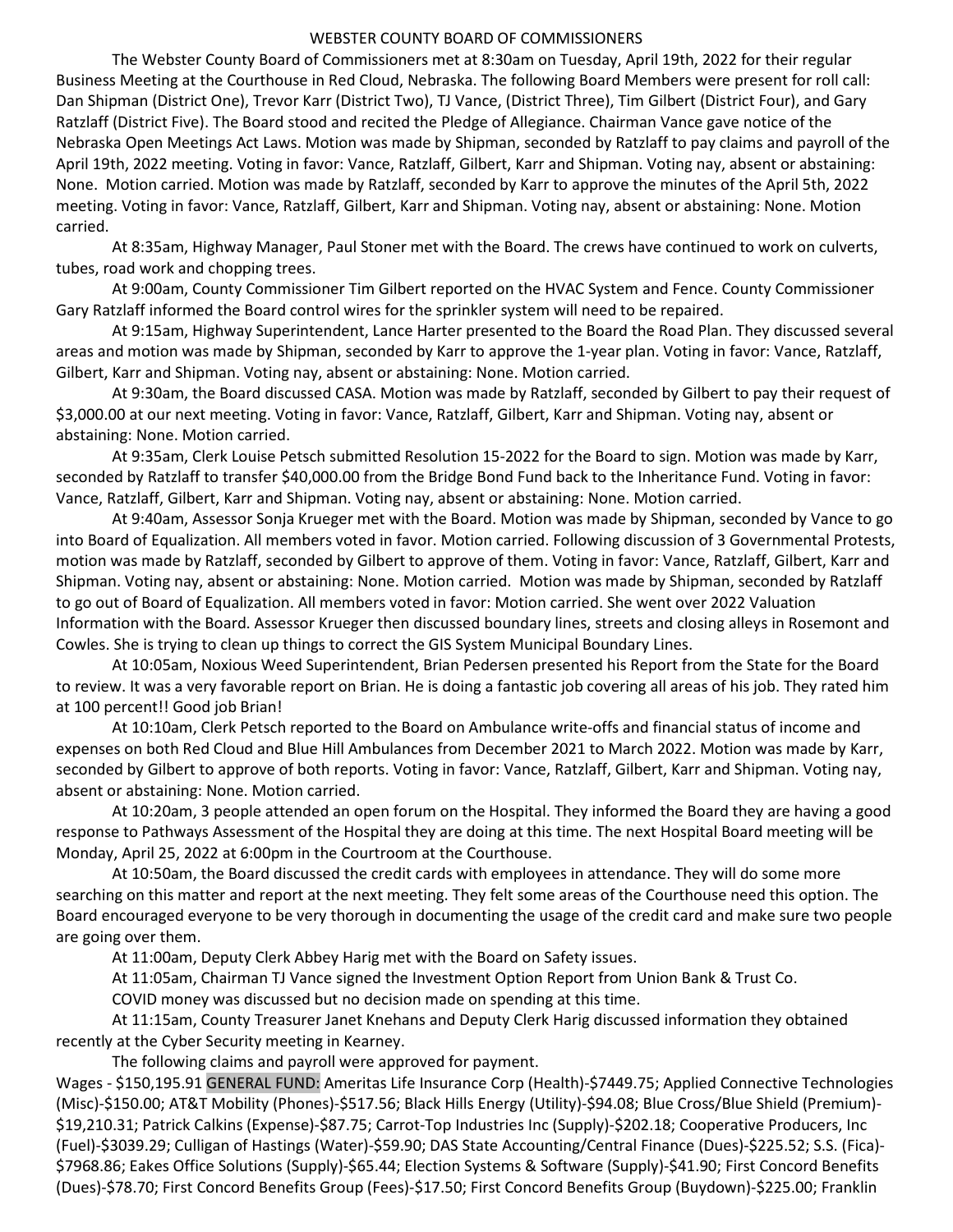# WEBSTER COUNTY BOARD OF COMMISSIONERS

The Webster County Board of Commissioners met at 8:30am on Tuesday, April 19th, 2022 for their regular Business Meeting at the Courthouse in Red Cloud, Nebraska. The following Board Members were present for roll call: Dan Shipman (District One), Trevor Karr (District Two), TJ Vance, (District Three), Tim Gilbert (District Four), and Gary Ratzlaff (District Five). The Board stood and recited the Pledge of Allegiance. Chairman Vance gave notice of the Nebraska Open Meetings Act Laws. Motion was made by Shipman, seconded by Ratzlaff to pay claims and payroll of the April 19th, 2022 meeting. Voting in favor: Vance, Ratzlaff, Gilbert, Karr and Shipman. Voting nay, absent or abstaining: None. Motion carried. Motion was made by Ratzlaff, seconded by Karr to approve the minutes of the April 5th, 2022 meeting. Voting in favor: Vance, Ratzlaff, Gilbert, Karr and Shipman. Voting nay, absent or abstaining: None. Motion carried.

At 8:35am, Highway Manager, Paul Stoner met with the Board. The crews have continued to work on culverts, tubes, road work and chopping trees.

At 9:00am, County Commissioner Tim Gilbert reported on the HVAC System and Fence. County Commissioner Gary Ratzlaff informed the Board control wires for the sprinkler system will need to be repaired.

At 9:15am, Highway Superintendent, Lance Harter presented to the Board the Road Plan. They discussed several areas and motion was made by Shipman, seconded by Karr to approve the 1-year plan. Voting in favor: Vance, Ratzlaff, Gilbert, Karr and Shipman. Voting nay, absent or abstaining: None. Motion carried.

At 9:30am, the Board discussed CASA. Motion was made by Ratzlaff, seconded by Gilbert to pay their request of $3,000.00 at our next meeting. Voting in favor: Vance, Ratzlaff, Gilbert, Karr and Shipman. Voting nay, absent or abstaining: None. Motion carried.

At 9:35am, Clerk Louise Petsch submitted Resolution 15-2022 for the Board to sign. Motion was made by Karr, seconded by Ratzlaff to transfer $40,000.00 from the Bridge Bond Fund back to the Inheritance Fund. Voting in favor: Vance, Ratzlaff, Gilbert, Karr and Shipman. Voting nay, absent or abstaining: None. Motion carried.

At 9:40am, Assessor Sonja Krueger met with the Board. Motion was made by Shipman, seconded by Vance to go into Board of Equalization. All members voted in favor. Motion carried. Following discussion of 3 Governmental Protests, motion was made by Ratzlaff, seconded by Gilbert to approve of them. Voting in favor: Vance, Ratzlaff, Gilbert, Karr and Shipman. Voting nay, absent or abstaining: None. Motion carried. Motion was made by Shipman, seconded by Ratzlaff to go out of Board of Equalization. All members voted in favor: Motion carried. She went over 2022 Valuation Information with the Board. Assessor Krueger then discussed boundary lines, streets and closing alleys in Rosemont and Cowles. She is trying to clean up things to correct the GIS System Municipal Boundary Lines.

At 10:05am, Noxious Weed Superintendent, Brian Pedersen presented his Report from the State for the Board to review. It was a very favorable report on Brian. He is doing a fantastic job covering all areas of his job. They rated him at 100 percent!! Good job Brian!

At 10:10am, Clerk Petsch reported to the Board on Ambulance write-offs and financial status of income and expenses on both Red Cloud and Blue Hill Ambulances from December 2021 to March 2022. Motion was made by Karr, seconded by Gilbert to approve of both reports. Voting in favor: Vance, Ratzlaff, Gilbert, Karr and Shipman. Voting nay, absent or abstaining: None. Motion carried.

At 10:20am, 3 people attended an open forum on the Hospital. They informed the Board they are having a good response to Pathways Assessment of the Hospital they are doing at this time. The next Hospital Board meeting will be Monday, April 25, 2022 at 6:00pm in the Courtroom at the Courthouse.

At 10:50am, the Board discussed the credit cards with employees in attendance. They will do some more searching on this matter and report at the next meeting. They felt some areas of the Courthouse need this option. The Board encouraged everyone to be very thorough in documenting the usage of the credit card and make sure two people are going over them.

At 11:00am, Deputy Clerk Abbey Harig met with the Board on Safety issues.

At 11:05am, Chairman TJ Vance signed the Investment Option Report from Union Bank & Trust Co.

COVID money was discussed but no decision made on spending at this time.

At 11:15am, County Treasurer Janet Knehans and Deputy Clerk Harig discussed information they obtained recently at the Cyber Security meeting in Kearney.

The following claims and payroll were approved for payment.

Wages - $150,195.91 GENERAL FUND: Ameritas Life Insurance Corp (Health)-$7449.75; Applied Connective Technologies (Misc)-$150.00; AT&T Mobility (Phones)-$517.56; Black Hills Energy (Utility)-$94.08; Blue Cross/Blue Shield (Premium)-$19,210.31; Patrick Calkins (Expense)-$87.75; Carrot-Top Industries Inc (Supply)-$202.18; Cooperative Producers, Inc (Fuel)-$3039.29; Culligan of Hastings (Water)-$59.90; DAS State Accounting/Central Finance (Dues)-$225.52; S.S. (Fica)-$7968.86; Eakes Office Solutions (Supply)-$65.44; Election Systems & Software (Supply)-$41.90; First Concord Benefits (Dues)-$78.70; First Concord Benefits Group (Fees)-$17.50; First Concord Benefits Group (Buydown)-$225.00; Franklin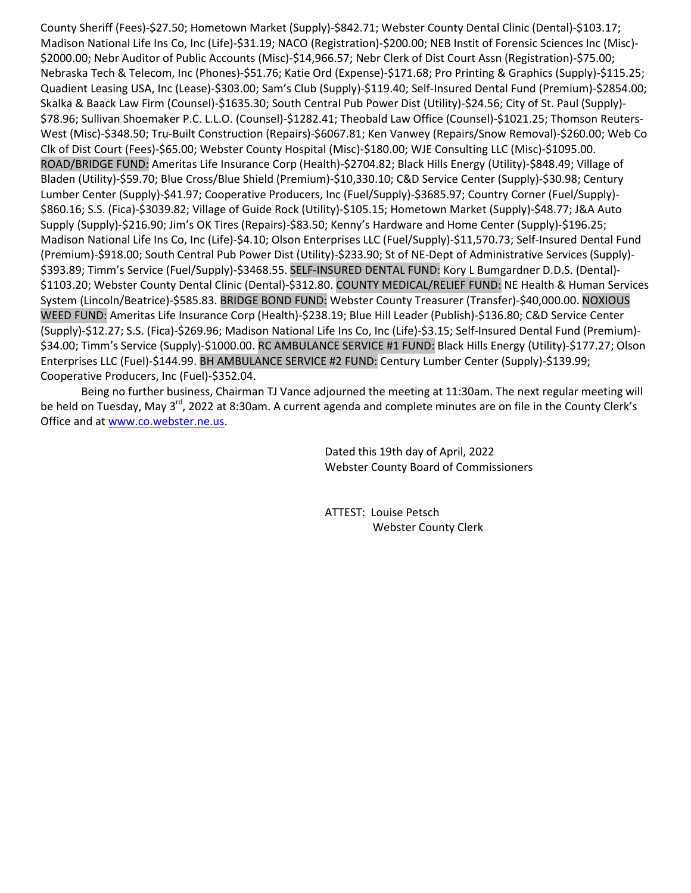County Sheriff (Fees)-$27.50; Hometown Market (Supply)-$842.71; Webster County Dental Clinic (Dental)-$103.17; Madison National Life Ins Co, Inc (Life)-$31.19; NACO (Registration)-$200.00; NEB Instit of Forensic Sciences Inc (Misc)-$2000.00; Nebr Auditor of Public Accounts (Misc)-$14,966.57; Nebr Clerk of Dist Court Assn (Registration)-$75.00; Nebraska Tech & Telecom, Inc (Phones)-$51.76; Katie Ord (Expense)-$171.68; Pro Printing & Graphics (Supply)-$115.25; Quadient Leasing USA, Inc (Lease)-$303.00; Sam's Club (Supply)-$119.40; Self-Insured Dental Fund (Premium)-$2854.00; Skalka & Baack Law Firm (Counsel)-$1635.30; South Central Pub Power Dist (Utility)-$24.56; City of St. Paul (Supply)-$78.96; Sullivan Shoemaker P.C. L.L.O. (Counsel)-$1282.41; Theobald Law Office (Counsel)-$1021.25; Thomson Reuters-West (Misc)-$348.50; Tru-Built Construction (Repairs)-$6067.81; Ken Vanwey (Repairs/Snow Removal)-$260.00; Web Co Clk of Dist Court (Fees)-$65.00; Webster County Hospital (Misc)-$180.00; WJE Consulting LLC (Misc)-$1095.00. ROAD/BRIDGE FUND: Ameritas Life Insurance Corp (Health)-$2704.82; Black Hills Energy (Utility)-$848.49; Village of Bladen (Utility)-$59.70; Blue Cross/Blue Shield (Premium)-$10,330.10; C&D Service Center (Supply)-$30.98; Century Lumber Center (Supply)-$41.97; Cooperative Producers, Inc (Fuel/Supply)-$3685.97; Country Corner (Fuel/Supply)-$860.16; S.S. (Fica)-$3039.82; Village of Guide Rock (Utility)-$105.15; Hometown Market (Supply)-$48.77; J&A Auto Supply (Supply)-$216.90; Jim's OK Tires (Repairs)-$83.50; Kenny's Hardware and Home Center (Supply)-$196.25; Madison National Life Ins Co, Inc (Life)-$4.10; Olson Enterprises LLC (Fuel/Supply)-$11,570.73; Self-Insured Dental Fund (Premium)-$918.00; South Central Pub Power Dist (Utility)-$233.90; St of NE-Dept of Administrative Services (Supply)-$393.89; Timm's Service (Fuel/Supply)-$3468.55. SELF-INSURED DENTAL FUND: Kory L Bumgardner D.D.S. (Dental)-$1103.20; Webster County Dental Clinic (Dental)-$312.80. COUNTY MEDICAL/RELIEF FUND: NE Health & Human Services System (Lincoln/Beatrice)-$585.83. BRIDGE BOND FUND: Webster County Treasurer (Transfer)-$40,000.00. NOXIOUS WEED FUND: Ameritas Life Insurance Corp (Health)-$238.19; Blue Hill Leader (Publish)-$136.80; C&D Service Center (Supply)-$12.27; S.S. (Fica)-$269.96; Madison National Life Ins Co, Inc (Life)-$3.15; Self-Insured Dental Fund (Premium)-$34.00; Timm's Service (Supply)-$1000.00. RC AMBULANCE SERVICE #1 FUND: Black Hills Energy (Utility)-$177.27; Olson Enterprises LLC (Fuel)-$144.99. BH AMBULANCE SERVICE #2 FUND: Century Lumber Center (Supply)-$139.99; Cooperative Producers, Inc (Fuel)-$352.04.

Being no further business, Chairman TJ Vance adjourned the meeting at 11:30am. The next regular meeting will be held on Tuesday, May 3rd, 2022 at 8:30am. A current agenda and complete minutes are on file in the County Clerk's Office and at www.co.webster.ne.us.

Dated this 19th day of April, 2022
Webster County Board of Commissioners

ATTEST: Louise Petsch
Webster County Clerk